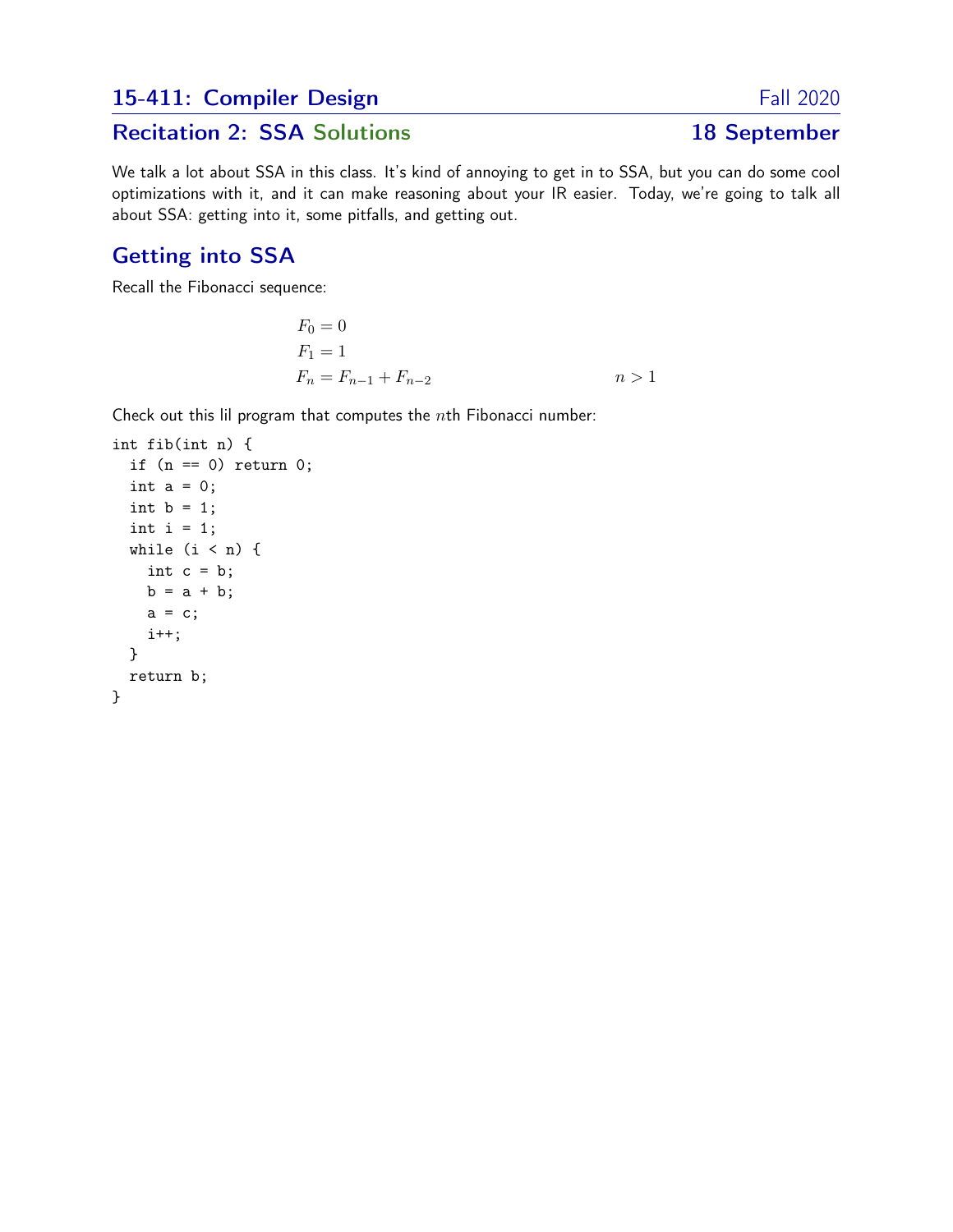# 15-411: Compiler Design — Fall 2020

## Recitation 2: SSA Solutions — 18 September

We talk a lot about SSA in this class. It's kind of annoying to get in to SSA, but you can do some cool optimizations with it, and it can make reasoning about your IR easier. Today, we're going to talk all about SSA: getting into it, some pitfalls, and getting out.

## Getting into SSA

Recall the Fibonacci sequence:

$$
\begin{aligned}
F_0 &= 0 \\
F_1 &= 1 \\
F_n &= F_{n-1} + F_{n-2} \qquad\qquad n > 1
\end{aligned}
$$

Check out this lil program that computes the $n$th Fibonacci number:

```
int fib(int n) {
  if (n == 0) return 0;
  int a = 0;
  int b = 1;
  int i = 1;
  while (i < n) {
    int c = b;
    b = a + b;
    a = c;
    i++;
  }
  return b;
}
```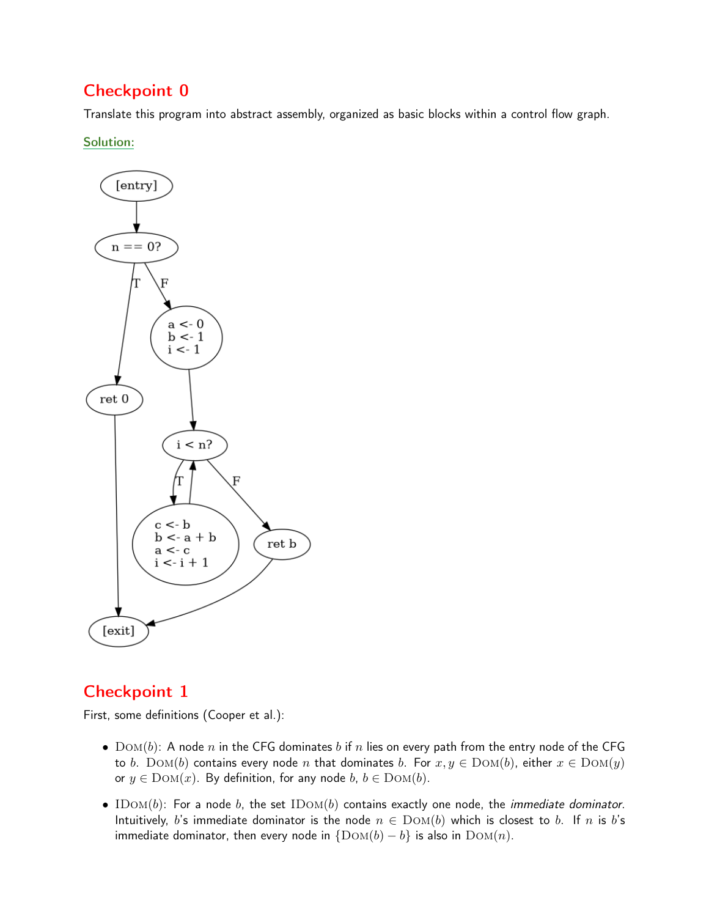# Checkpoint 0

Translate this program into abstract assembly, organized as basic blocks within a control flow graph.

<u>Solution:</u>

# Checkpoint 1

First, some definitions (Cooper et al.):

- $\text{Dom}(b)$: A node $n$ in the CFG dominates $b$ if $n$ lies on every path from the entry node of the CFG to $b$. $\text{Dom}(b)$ contains every node $n$ that dominates $b$. For $x, y \in \text{Dom}(b)$, either $x \in \text{Dom}(y)$ or $y \in \text{Dom}(x)$. By definition, for any node $b$, $b \in \text{Dom}(b)$.
- $\text{IDom}(b)$: For a node $b$, the set $\text{IDom}(b)$ contains exactly one node, the *immediate dominator*. Intuitively, $b$'s immediate dominator is the node $n \in \text{Dom}(b)$ which is closest to $b$. If $n$ is $b$'s immediate dominator, then every node in $\{\text{Dom}(b) - b\}$ is also in $\text{Dom}(n)$.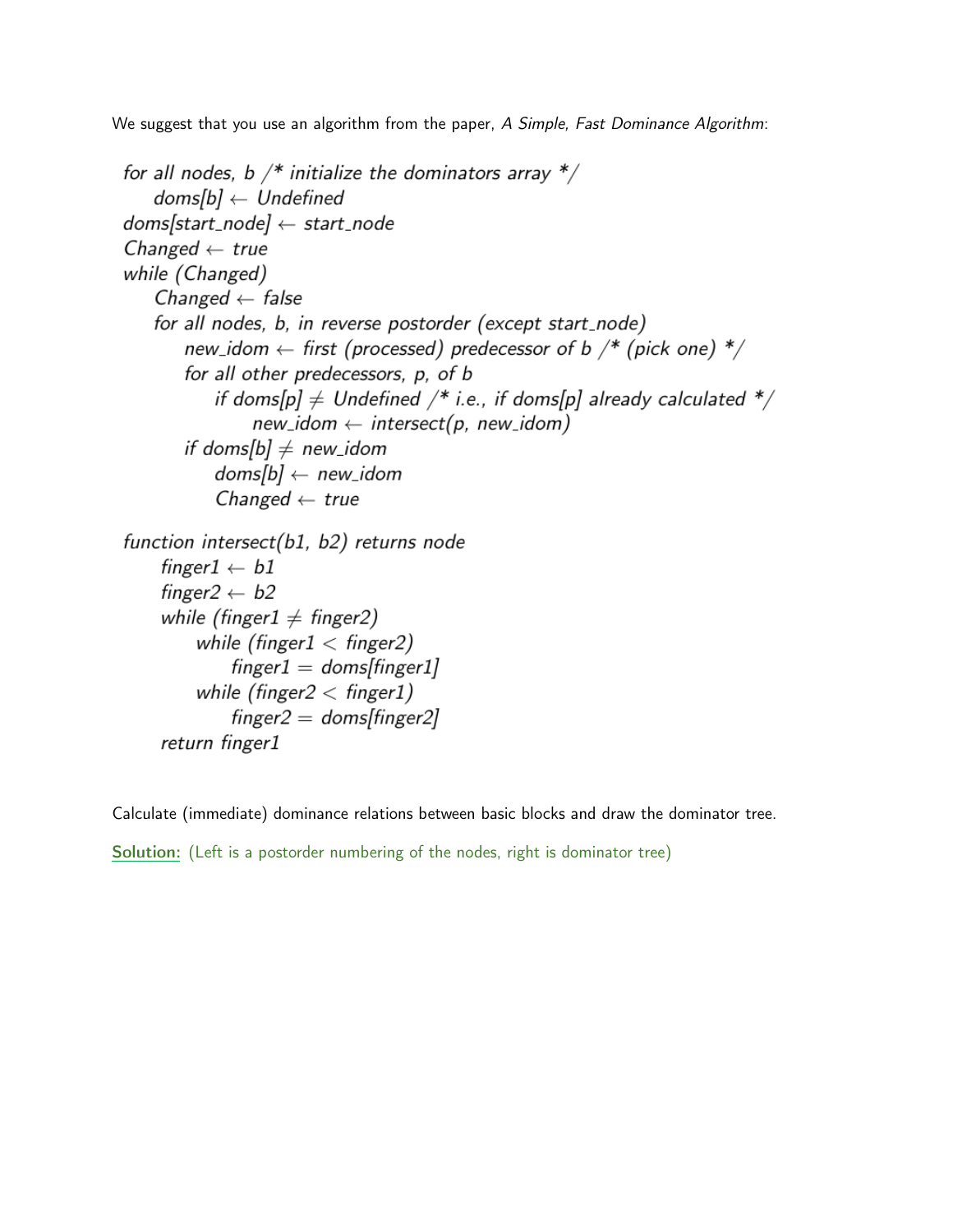We suggest that you use an algorithm from the paper, *A Simple, Fast Dominance Algorithm*:

```
for all nodes, b /* initialize the dominators array */
    doms[b] ← Undefined
doms[start_node] ← start_node
Changed ← true
while (Changed)
    Changed ← false
    for all nodes, b, in reverse postorder (except start_node)
        new_idom ← first (processed) predecessor of b /* (pick one) */
        for all other predecessors, p, of b
            if doms[p] ≠ Undefined /* i.e., if doms[p] already calculated */
                new_idom ← intersect(p, new_idom)
        if doms[b] ≠ new_idom
            doms[b] ← new_idom
            Changed ← true

function intersect(b1, b2) returns node
    finger1 ← b1
    finger2 ← b2
    while (finger1 ≠ finger2)
        while (finger1 < finger2)
            finger1 = doms[finger1]
        while (finger2 < finger1)
            finger2 = doms[finger2]
    return finger1
```

Calculate (immediate) dominance relations between basic blocks and draw the dominator tree.

**Solution:** (Left is a postorder numbering of the nodes, right is dominator tree)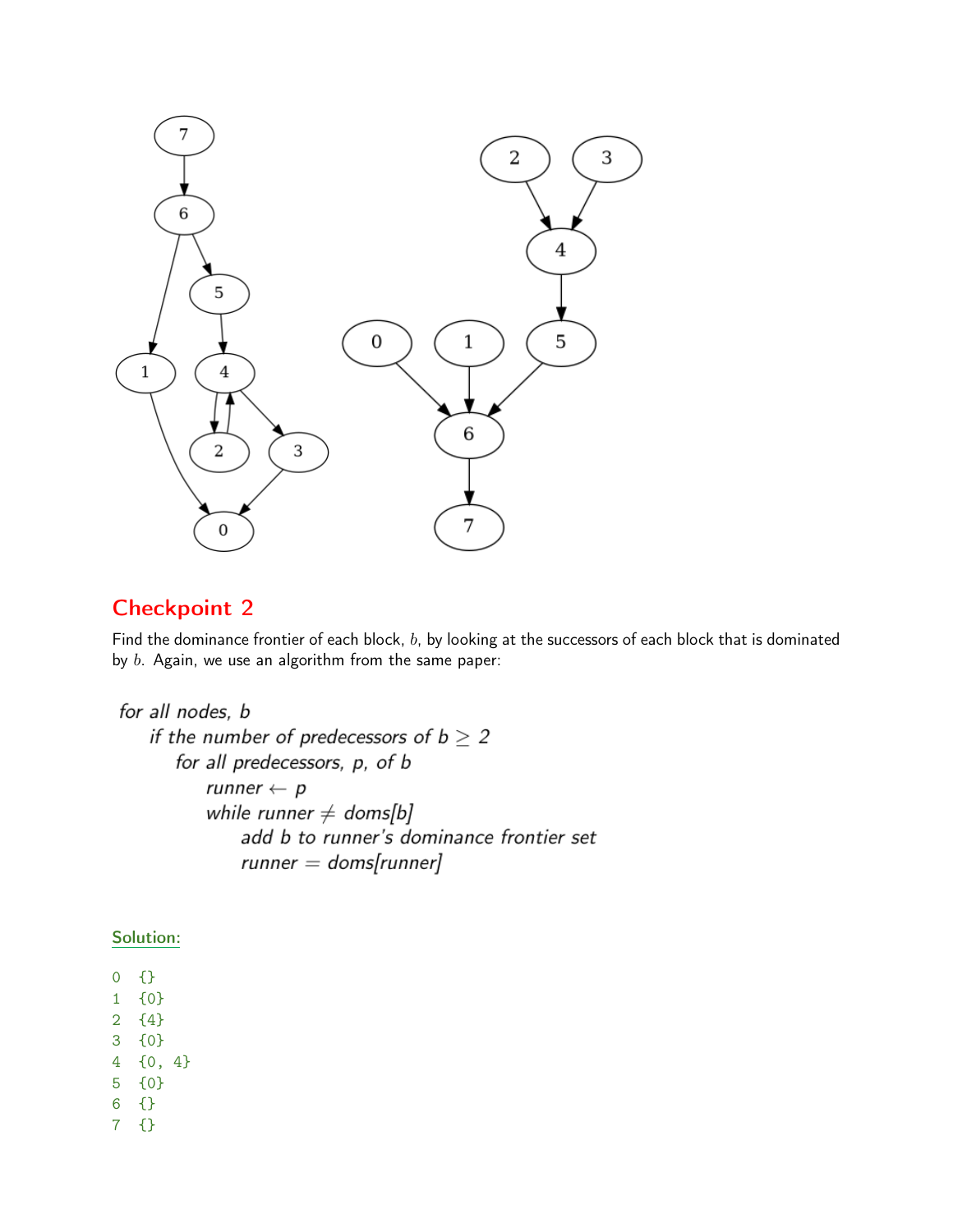## Checkpoint 2

Find the dominance frontier of each block, $b$, by looking at the successors of each block that is dominated by $b$. Again, we use an algorithm from the same paper:

```
for all nodes, b
    if the number of predecessors of b ≥ 2
        for all predecessors, p, of b
            runner ← p
            while runner ≠ doms[b]
                add b to runner's dominance frontier set
                runner = doms[runner]
```

Solution:

```
0  {}
1  {0}
2  {4}
3  {0}
4  {0, 4}
5  {0}
6  {}
7  {}
```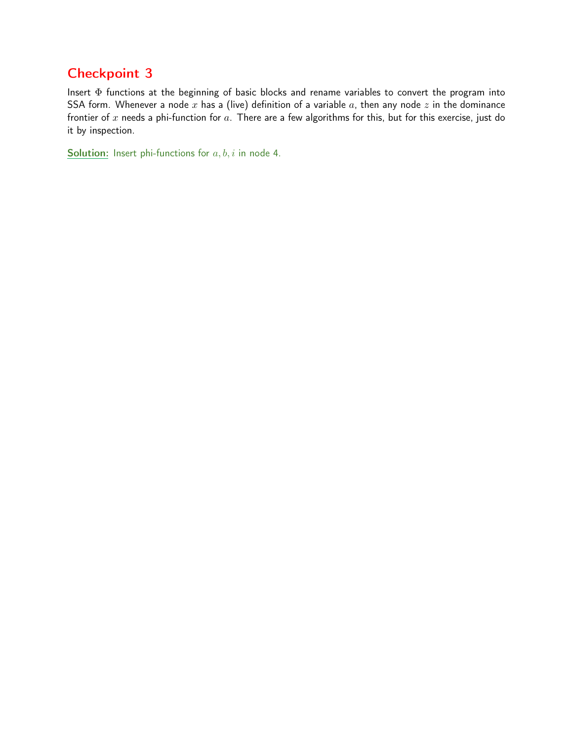## Checkpoint 3

Insert $\Phi$ functions at the beginning of basic blocks and rename variables to convert the program into SSA form. Whenever a node $x$ has a (live) definition of a variable $a$, then any node $z$ in the dominance frontier of $x$ needs a phi-function for $a$. There are a few algorithms for this, but for this exercise, just do it by inspection.

**Solution:** Insert phi-functions for $a, b, i$ in node 4.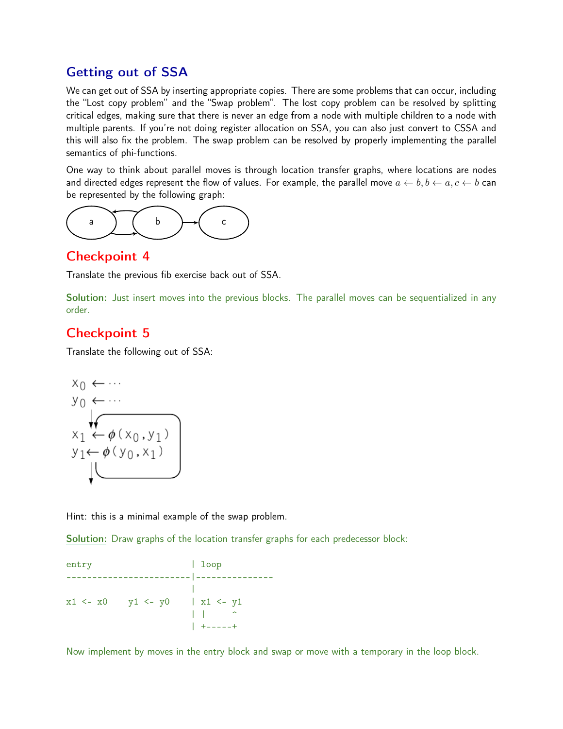## Getting out of SSA

We can get out of SSA by inserting appropriate copies. There are some problems that can occur, including the "Lost copy problem" and the "Swap problem". The lost copy problem can be resolved by splitting critical edges, making sure that there is never an edge from a node with multiple children to a node with multiple parents. If you're not doing register allocation on SSA, you can also just convert to CSSA and this will also fix the problem. The swap problem can be resolved by properly implementing the parallel semantics of phi-functions.

One way to think about parallel moves is through location transfer graphs, where locations are nodes and directed edges represent the flow of values. For example, the parallel move $a \leftarrow b, b \leftarrow a, c \leftarrow b$ can be represented by the following graph:

```
( a ) <---> ( b ) ---> ( c )
```

## Checkpoint 4

Translate the previous fib exercise back out of SSA.

Solution: Just insert moves into the previous blocks. The parallel moves can be sequentialized in any order.

## Checkpoint 5

Translate the following out of SSA:

```
x0 <- ...
y0 <- ...
   |
   v
x1 <- φ(x0, y1)   <--+
y1 <- φ(y0, x1)   ---+
   |
   v
```

Hint: this is a minimal example of the swap problem.

Solution: Draw graphs of the location transfer graphs for each predecessor block:

```
entry                   | loop
------------------------|---------------
                        |
x1 <- x0     y1 <- y0   | x1 <- y1
                        | |     ^
                        | +-----+
```

Now implement by moves in the entry block and swap or move with a temporary in the loop block.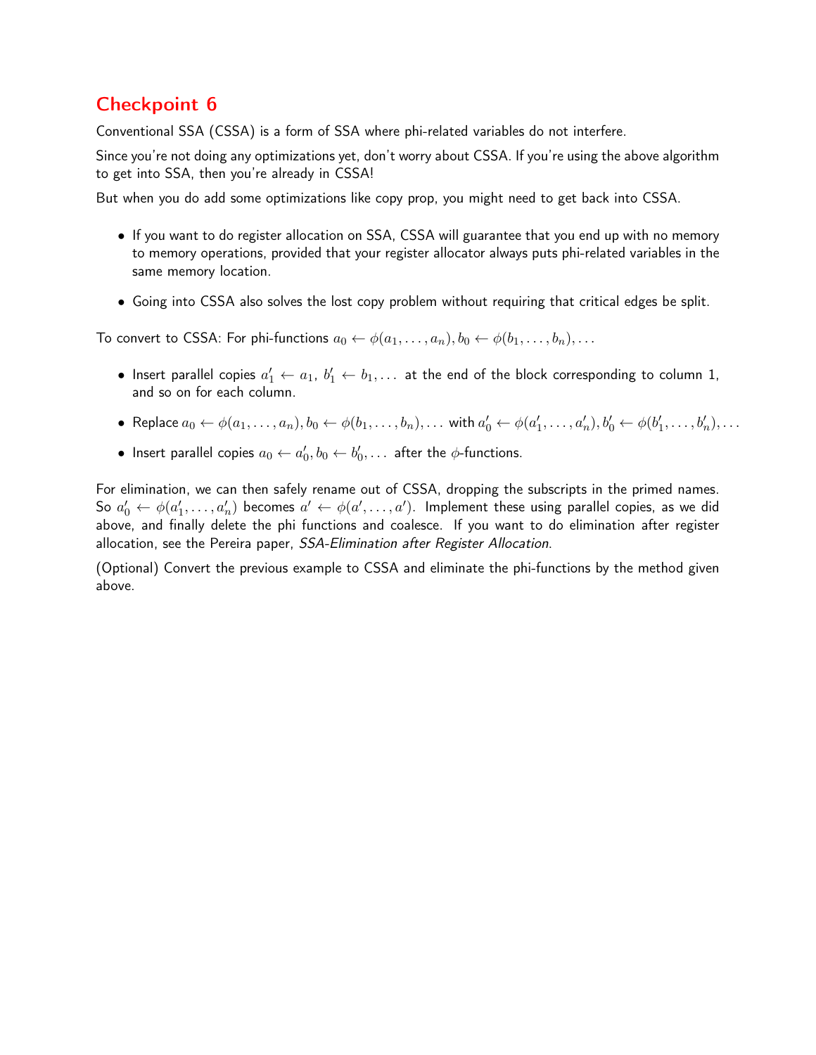## Checkpoint 6

Conventional SSA (CSSA) is a form of SSA where phi-related variables do not interfere.

Since you're not doing any optimizations yet, don't worry about CSSA. If you're using the above algorithm to get into SSA, then you're already in CSSA!

But when you do add some optimizations like copy prop, you might need to get back into CSSA.

- If you want to do register allocation on SSA, CSSA will guarantee that you end up with no memory to memory operations, provided that your register allocator always puts phi-related variables in the same memory location.
- Going into CSSA also solves the lost copy problem without requiring that critical edges be split.

To convert to CSSA: For phi-functions $a_0 \leftarrow \phi(a_1, \ldots, a_n), b_0 \leftarrow \phi(b_1, \ldots, b_n), \ldots$

- Insert parallel copies $a'_1 \leftarrow a_1$, $b'_1 \leftarrow b_1, \ldots$ at the end of the block corresponding to column 1, and so on for each column.
- Replace $a_0 \leftarrow \phi(a_1, \ldots, a_n), b_0 \leftarrow \phi(b_1, \ldots, b_n), \ldots$ with $a'_0 \leftarrow \phi(a'_1, \ldots, a'_n), b'_0 \leftarrow \phi(b'_1, \ldots, b'_n), \ldots$
- Insert parallel copies $a_0 \leftarrow a'_0, b_0 \leftarrow b'_0, \ldots$ after the $\phi$-functions.

For elimination, we can then safely rename out of CSSA, dropping the subscripts in the primed names. So $a'_0 \leftarrow \phi(a'_1, \ldots, a'_n)$ becomes $a' \leftarrow \phi(a', \ldots, a')$. Implement these using parallel copies, as we did above, and finally delete the phi functions and coalesce. If you want to do elimination after register allocation, see the Pereira paper, *SSA-Elimination after Register Allocation*.

(Optional) Convert the previous example to CSSA and eliminate the phi-functions by the method given above.